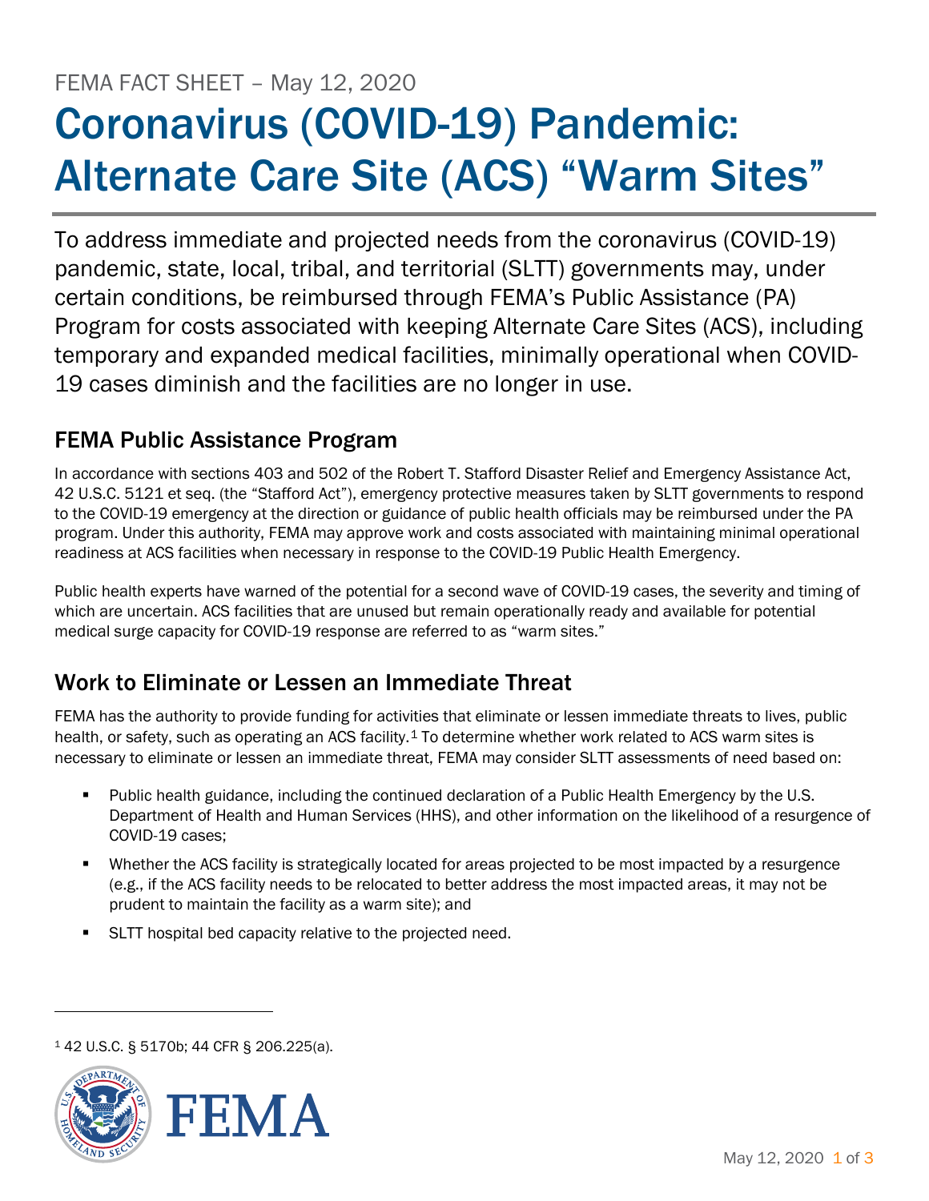FEMA FACT SHEET – May 12, 2020

# Coronavirus (COVID-19) Pandemic: Alternate Care Site (ACS) "Warm Sites"

To address immediate and projected needs from the coronavirus (COVID-19) pandemic, state, local, tribal, and territorial (SLTT) governments may, under certain conditions, be reimbursed through FEMA's Public Assistance (PA) Program for costs associated with keeping Alternate Care Sites (ACS), including temporary and expanded medical facilities, minimally operational when COVID-19 cases diminish and the facilities are no longer in use.

## FEMA Public Assistance Program

In accordance with sections 403 and 502 of the Robert T. Stafford Disaster Relief and Emergency Assistance Act, 42 U.S.C. 5121 et seq. (the "Stafford Act"), emergency protective measures taken by SLTT governments to respond to the COVID-19 emergency at the direction or guidance of public health officials may be reimbursed under the PA program. Under this authority, FEMA may approve work and costs associated with maintaining minimal operational readiness at ACS facilities when necessary in response to the COVID-19 Public Health Emergency.

Public health experts have warned of the potential for a second wave of COVID-19 cases, the severity and timing of which are uncertain. ACS facilities that are unused but remain operationally ready and available for potential medical surge capacity for COVID-19 response are referred to as "warm sites."

## Work to Eliminate or Lessen an Immediate Threat

FEMA has the authority to provide funding for activities that eliminate or lessen immediate threats to lives, public health, or safety, such as operating an ACS facility.[1] To determine whether work related to ACS warm sites is necessary to eliminate or lessen an immediate threat, FEMA may consider SLTT assessments of need based on:

- Public health guidance, including the continued declaration of a Public Health Emergency by the U.S. Department of Health and Human Services (HHS), and other information on the likelihood of a resurgence of COVID-19 cases;
- Whether the ACS facility is strategically located for areas projected to be most impacted by a resurgence (e.g., if the ACS facility needs to be relocated to better address the most impacted areas, it may not be prudent to maintain the facility as a warm site); and
- SLTT hospital bed capacity relative to the projected need.

[1] 42 U.S.C. § 5170b; 44 CFR § 206.225(a).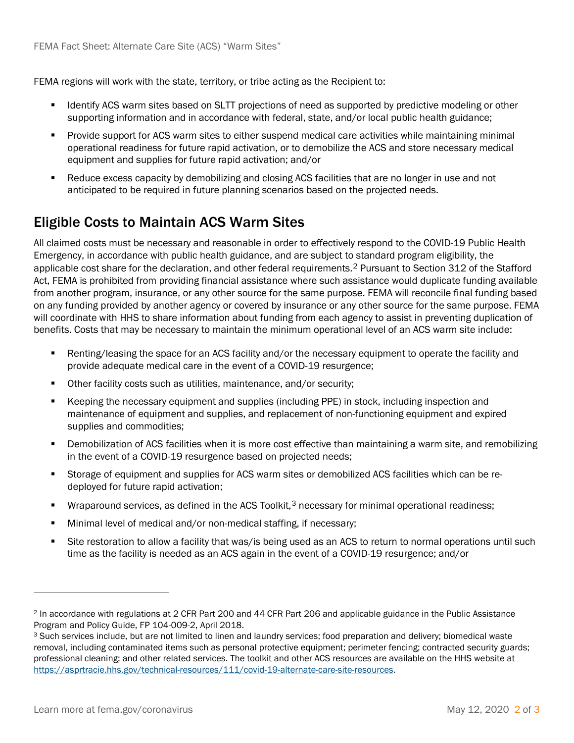FEMA regions will work with the state, territory, or tribe acting as the Recipient to:

- Identify ACS warm sites based on SLTT projections of need as supported by predictive modeling or other supporting information and in accordance with federal, state, and/or local public health guidance;
- Provide support for ACS warm sites to either suspend medical care activities while maintaining minimal operational readiness for future rapid activation, or to demobilize the ACS and store necessary medical equipment and supplies for future rapid activation; and/or
- Reduce excess capacity by demobilizing and closing ACS facilities that are no longer in use and not anticipated to be required in future planning scenarios based on the projected needs.

## Eligible Costs to Maintain ACS Warm Sites

All claimed costs must be necessary and reasonable in order to effectively respond to the COVID-19 Public Health Emergency, in accordance with public health guidance, and are subject to standard program eligibility, the applicable cost share for the declaration, and other federal requirements.[2] Pursuant to Section 312 of the Stafford Act, FEMA is prohibited from providing financial assistance where such assistance would duplicate funding available from another program, insurance, or any other source for the same purpose. FEMA will reconcile final funding based on any funding provided by another agency or covered by insurance or any other source for the same purpose. FEMA will coordinate with HHS to share information about funding from each agency to assist in preventing duplication of benefits. Costs that may be necessary to maintain the minimum operational level of an ACS warm site include:

- Renting/leasing the space for an ACS facility and/or the necessary equipment to operate the facility and provide adequate medical care in the event of a COVID-19 resurgence;
- Other facility costs such as utilities, maintenance, and/or security;
- Keeping the necessary equipment and supplies (including PPE) in stock, including inspection and maintenance of equipment and supplies, and replacement of non-functioning equipment and expired supplies and commodities;
- Demobilization of ACS facilities when it is more cost effective than maintaining a warm site, and remobilizing in the event of a COVID-19 resurgence based on projected needs;
- Storage of equipment and supplies for ACS warm sites or demobilized ACS facilities which can be re-deployed for future rapid activation;
- Wraparound services, as defined in the ACS Toolkit,[3] necessary for minimal operational readiness;
- Minimal level of medical and/or non-medical staffing, if necessary;
- Site restoration to allow a facility that was/is being used as an ACS to return to normal operations until such time as the facility is needed as an ACS again in the event of a COVID-19 resurgence; and/or

---

[2] In accordance with regulations at 2 CFR Part 200 and 44 CFR Part 206 and applicable guidance in the Public Assistance Program and Policy Guide, FP 104-009-2, April 2018.

[3] Such services include, but are not limited to linen and laundry services; food preparation and delivery; biomedical waste removal, including contaminated items such as personal protective equipment; perimeter fencing; contracted security guards; professional cleaning; and other related services. The toolkit and other ACS resources are available on the HHS website at https://asprtracie.hhs.gov/technical-resources/111/covid-19-alternate-care-site-resources.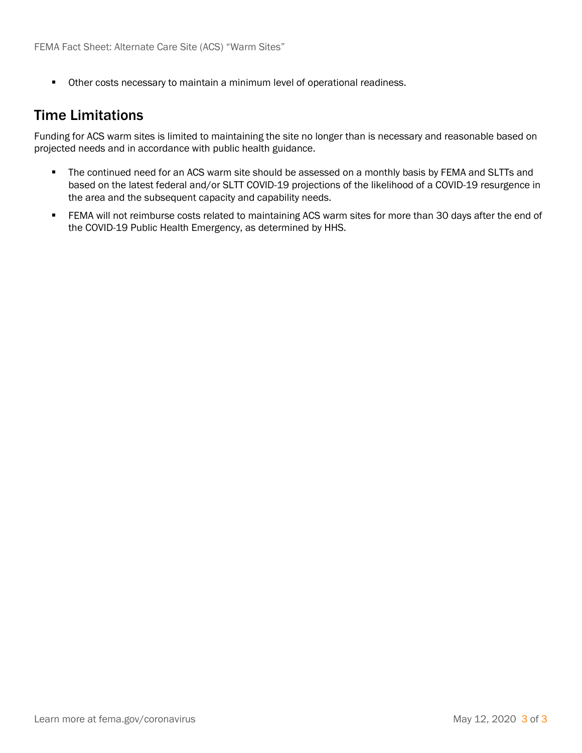- Other costs necessary to maintain a minimum level of operational readiness.

## Time Limitations

Funding for ACS warm sites is limited to maintaining the site no longer than is necessary and reasonable based on projected needs and in accordance with public health guidance.

- The continued need for an ACS warm site should be assessed on a monthly basis by FEMA and SLTTs and based on the latest federal and/or SLTT COVID-19 projections of the likelihood of a COVID-19 resurgence in the area and the subsequent capacity and capability needs.
- FEMA will not reimburse costs related to maintaining ACS warm sites for more than 30 days after the end of the COVID-19 Public Health Emergency, as determined by HHS.